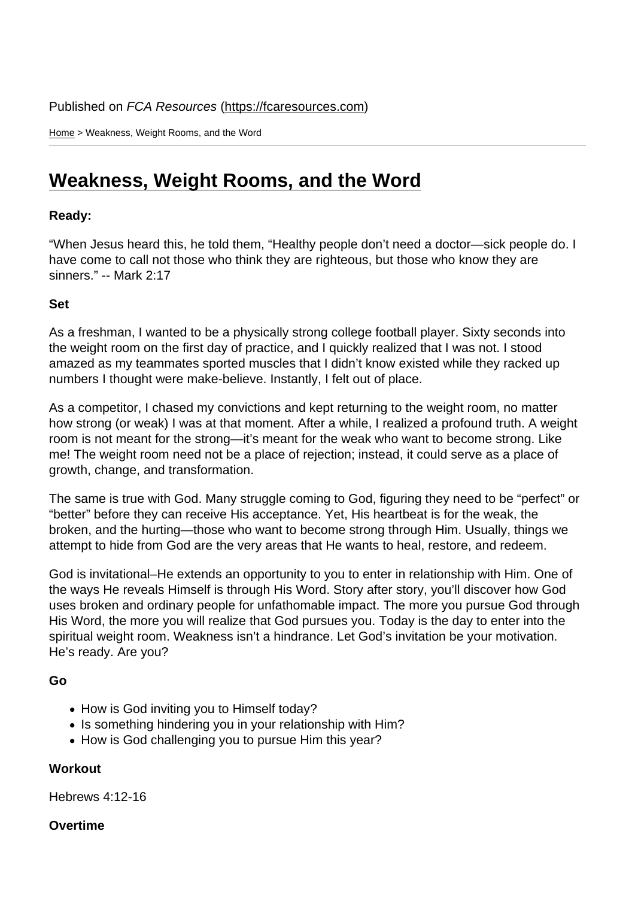Published on *FCA Resources* (https://fcaresources.com)

Home > Weakness, Weight Rooms, and the Word

# Weakness, Weight Rooms, and the Word

**Ready:**

"When Jesus heard this, he told them, "Healthy people don't need a doctor—sick people do. I have come to call not those who think they are righteous, but those who know they are sinners." -- Mark 2:17

**Set**

As a freshman, I wanted to be a physically strong college football player. Sixty seconds into the weight room on the first day of practice, and I quickly realized that I was not. I stood amazed as my teammates sported muscles that I didn't know existed while they racked up numbers I thought were make-believe. Instantly, I felt out of place.

As a competitor, I chased my convictions and kept returning to the weight room, no matter how strong (or weak) I was at that moment. After a while, I realized a profound truth. A weight room is not meant for the strong—it's meant for the weak who want to become strong. Like me! The weight room need not be a place of rejection; instead, it could serve as a place of growth, change, and transformation.

The same is true with God. Many struggle coming to God, figuring they need to be "perfect" or "better" before they can receive His acceptance. Yet, His heartbeat is for the weak, the broken, and the hurting—those who want to become strong through Him. Usually, things we attempt to hide from God are the very areas that He wants to heal, restore, and redeem.

God is invitational–He extends an opportunity to you to enter in relationship with Him. One of the ways He reveals Himself is through His Word. Story after story, you'll discover how God uses broken and ordinary people for unfathomable impact. The more you pursue God through His Word, the more you will realize that God pursues you. Today is the day to enter into the spiritual weight room. Weakness isn't a hindrance. Let God's invitation be your motivation. He's ready. Are you?

**Go**

- How is God inviting you to Himself today?
- Is something hindering you in your relationship with Him?
- How is God challenging you to pursue Him this year?

**Workout**

Hebrews 4:12-16

**Overtime**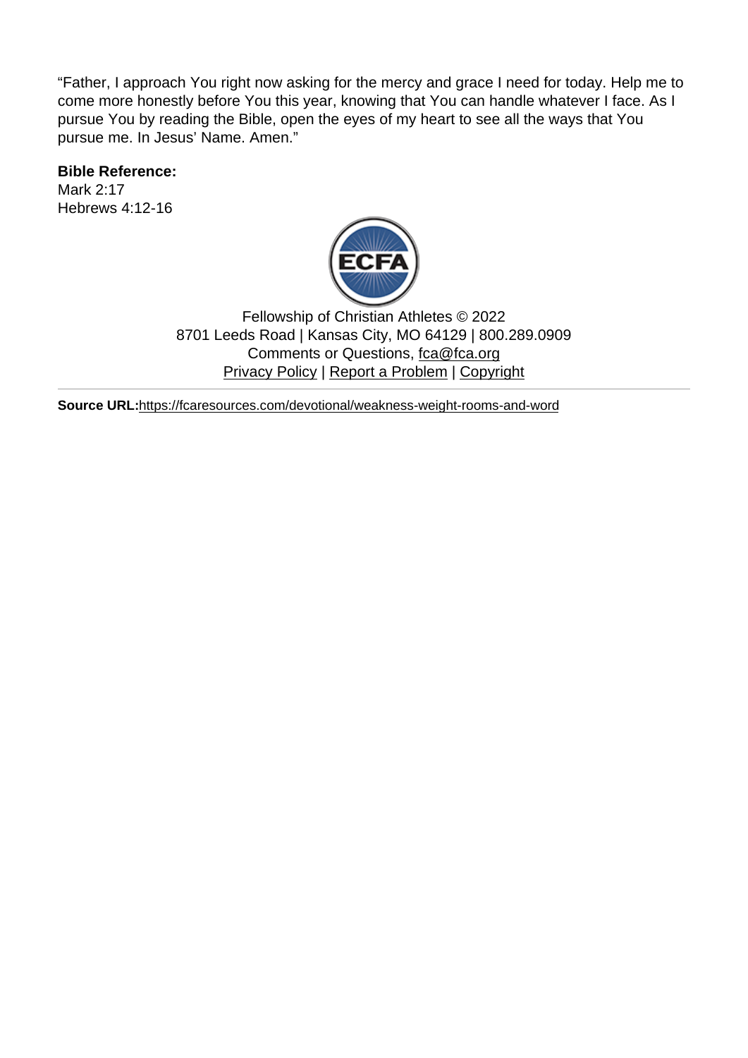"Father, I approach You right now asking for the mercy and grace I need for today. Help me to come more honestly before You this year, knowing that You can handle whatever I face. As I pursue You by reading the Bible, open the eyes of my heart to see all the ways that You pursue me. In Jesus' Name. Amen."

**Bible Reference:**
Mark 2:17
Hebrews 4:12-16

Fellowship of Christian Athletes © 2022
8701 Leeds Road | Kansas City, MO 64129 | 800.289.0909
Comments or Questions, fca@fca.org
Privacy Policy | Report a Problem | Copyright

---

**Source URL:**https://fcaresources.com/devotional/weakness-weight-rooms-and-word